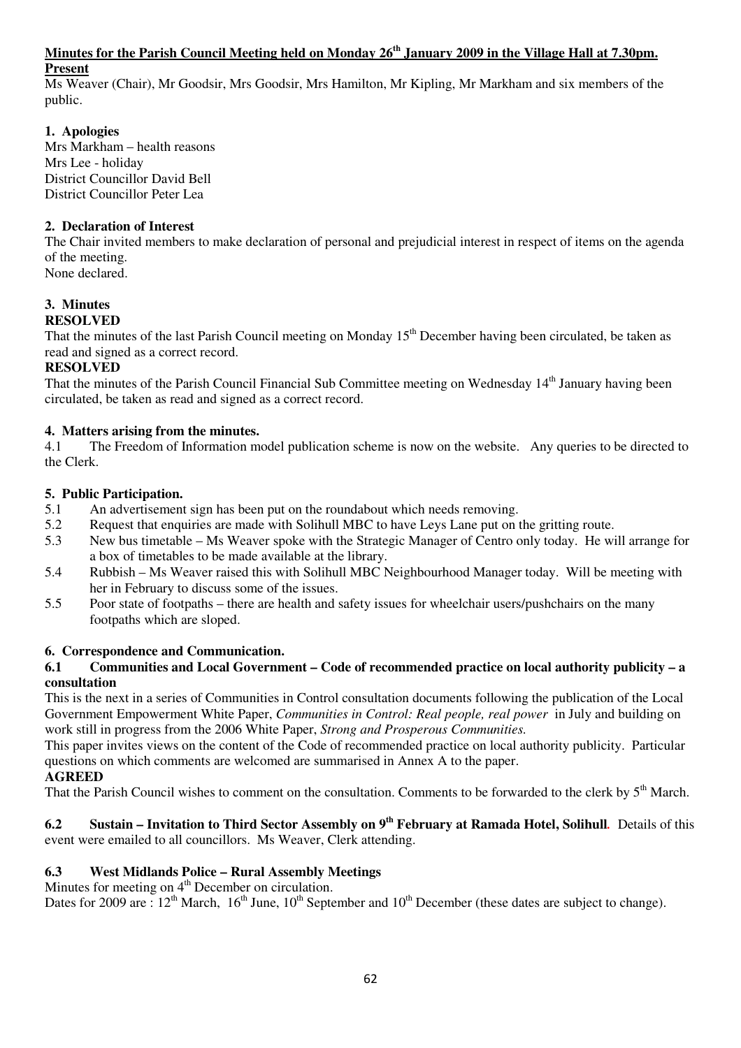## Minutes for the Parish Council Meeting held on Monday 26th January 2009 in the Village Hall at 7.30pm.

**Present**

Ms Weaver (Chair), Mr Goodsir, Mrs Goodsir, Mrs Hamilton, Mr Kipling, Mr Markham and six members of the public.

### 1. Apologies

Mrs Markham – health reasons
Mrs Lee - holiday
District Councillor David Bell
District Councillor Peter Lea

### 2. Declaration of Interest

The Chair invited members to make declaration of personal and prejudicial interest in respect of items on the agenda of the meeting.
None declared.

### 3. Minutes

**RESOLVED**

That the minutes of the last Parish Council meeting on Monday 15th December having been circulated, be taken as read and signed as a correct record.

**RESOLVED**

That the minutes of the Parish Council Financial Sub Committee meeting on Wednesday 14th January having been circulated, be taken as read and signed as a correct record.

### 4. Matters arising from the minutes.

4.1 The Freedom of Information model publication scheme is now on the website. Any queries to be directed to the Clerk.

### 5. Public Participation.

5.1 An advertisement sign has been put on the roundabout which needs removing.
5.2 Request that enquiries are made with Solihull MBC to have Leys Lane put on the gritting route.
5.3 New bus timetable – Ms Weaver spoke with the Strategic Manager of Centro only today. He will arrange for a box of timetables to be made available at the library.
5.4 Rubbish – Ms Weaver raised this with Solihull MBC Neighbourhood Manager today. Will be meeting with her in February to discuss some of the issues.
5.5 Poor state of footpaths – there are health and safety issues for wheelchair users/pushchairs on the many footpaths which are sloped.

### 6. Correspondence and Communication.

**6.1 Communities and Local Government – Code of recommended practice on local authority publicity – a consultation**

This is the next in a series of Communities in Control consultation documents following the publication of the Local Government Empowerment White Paper, *Communities in Control: Real people, real power* in July and building on work still in progress from the 2006 White Paper, *Strong and Prosperous Communities.*

This paper invites views on the content of the Code of recommended practice on local authority publicity. Particular questions on which comments are welcomed are summarised in Annex A to the paper.

**AGREED**

That the Parish Council wishes to comment on the consultation. Comments to be forwarded to the clerk by 5th March.

**6.2 Sustain – Invitation to Third Sector Assembly on 9th February at Ramada Hotel, Solihull.** Details of this event were emailed to all councillors. Ms Weaver, Clerk attending.

**6.3 West Midlands Police – Rural Assembly Meetings**

Minutes for meeting on 4th December on circulation.
Dates for 2009 are : 12th March, 16th June, 10th September and 10th December (these dates are subject to change).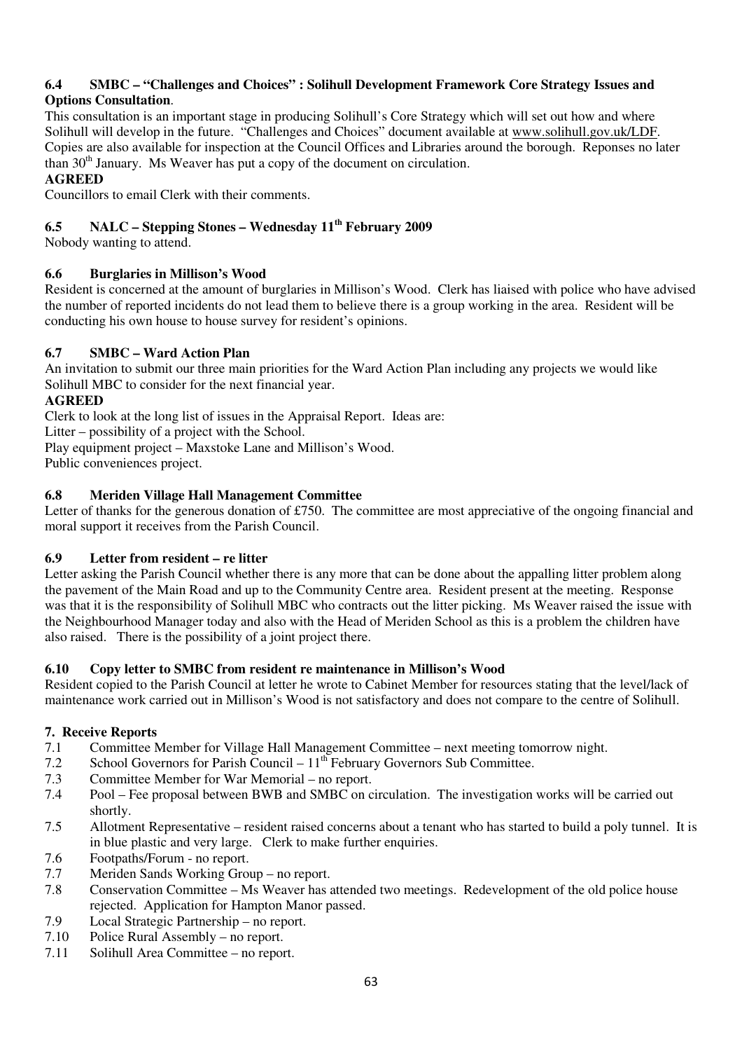### 6.4 SMBC – "Challenges and Choices" : Solihull Development Framework Core Strategy Issues and Options Consultation.

This consultation is an important stage in producing Solihull's Core Strategy which will set out how and where Solihull will develop in the future. "Challenges and Choices" document available at www.solihull.gov.uk/LDF. Copies are also available for inspection at the Council Offices and Libraries around the borough. Reponses no later than 30th January. Ms Weaver has put a copy of the document on circulation.

**AGREED**

Councillors to email Clerk with their comments.

### 6.5 NALC – Stepping Stones – Wednesday 11th February 2009

Nobody wanting to attend.

### 6.6 Burglaries in Millison's Wood

Resident is concerned at the amount of burglaries in Millison's Wood. Clerk has liaised with police who have advised the number of reported incidents do not lead them to believe there is a group working in the area. Resident will be conducting his own house to house survey for resident's opinions.

### 6.7 SMBC – Ward Action Plan

An invitation to submit our three main priorities for the Ward Action Plan including any projects we would like Solihull MBC to consider for the next financial year.

**AGREED**

Clerk to look at the long list of issues in the Appraisal Report. Ideas are:
Litter – possibility of a project with the School.
Play equipment project – Maxstoke Lane and Millison's Wood.
Public conveniences project.

### 6.8 Meriden Village Hall Management Committee

Letter of thanks for the generous donation of £750. The committee are most appreciative of the ongoing financial and moral support it receives from the Parish Council.

### 6.9 Letter from resident – re litter

Letter asking the Parish Council whether there is any more that can be done about the appalling litter problem along the pavement of the Main Road and up to the Community Centre area. Resident present at the meeting. Response was that it is the responsibility of Solihull MBC who contracts out the litter picking. Ms Weaver raised the issue with the Neighbourhood Manager today and also with the Head of Meriden School as this is a problem the children have also raised. There is the possibility of a joint project there.

### 6.10 Copy letter to SMBC from resident re maintenance in Millison's Wood

Resident copied to the Parish Council at letter he wrote to Cabinet Member for resources stating that the level/lack of maintenance work carried out in Millison's Wood is not satisfactory and does not compare to the centre of Solihull.

## 7. Receive Reports

- 7.1 Committee Member for Village Hall Management Committee – next meeting tomorrow night.
- 7.2 School Governors for Parish Council – 11th February Governors Sub Committee.
- 7.3 Committee Member for War Memorial – no report.
- 7.4 Pool – Fee proposal between BWB and SMBC on circulation. The investigation works will be carried out shortly.
- 7.5 Allotment Representative – resident raised concerns about a tenant who has started to build a poly tunnel. It is in blue plastic and very large. Clerk to make further enquiries.
- 7.6 Footpaths/Forum - no report.
- 7.7 Meriden Sands Working Group – no report.
- 7.8 Conservation Committee – Ms Weaver has attended two meetings. Redevelopment of the old police house rejected. Application for Hampton Manor passed.
- 7.9 Local Strategic Partnership – no report.
- 7.10 Police Rural Assembly – no report.
- 7.11 Solihull Area Committee – no report.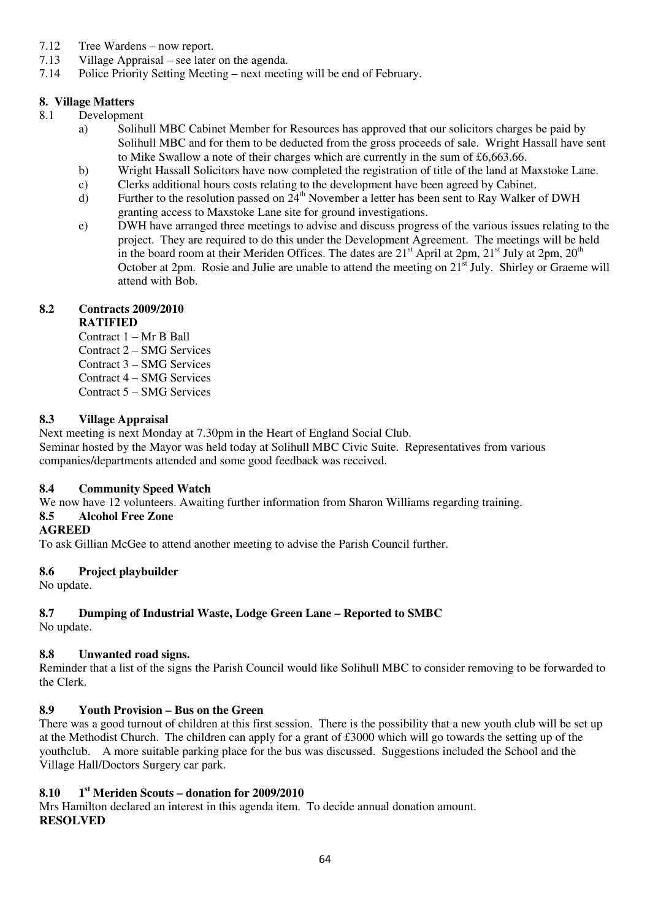7.12 Tree Wardens – now report.
7.13 Village Appraisal – see later on the agenda.
7.14 Police Priority Setting Meeting – next meeting will be end of February.

## 8. Village Matters

8.1 Development

a) Solihull MBC Cabinet Member for Resources has approved that our solicitors charges be paid by Solihull MBC and for them to be deducted from the gross proceeds of sale. Wright Hassall have sent to Mike Swallow a note of their charges which are currently in the sum of £6,663.66.

b) Wright Hassall Solicitors have now completed the registration of title of the land at Maxstoke Lane.

c) Clerks additional hours costs relating to the development have been agreed by Cabinet.

d) Further to the resolution passed on 24th November a letter has been sent to Ray Walker of DWH granting access to Maxstoke Lane site for ground investigations.

e) DWH have arranged three meetings to advise and discuss progress of the various issues relating to the project. They are required to do this under the Development Agreement. The meetings will be held in the board room at their Meriden Offices. The dates are 21st April at 2pm, 21st July at 2pm, 20th October at 2pm. Rosie and Julie are unable to attend the meeting on 21st July. Shirley or Graeme will attend with Bob.

### 8.2 Contracts 2009/2010

**RATIFIED**

Contract 1 – Mr B Ball
Contract 2 – SMG Services
Contract 3 – SMG Services
Contract 4 – SMG Services
Contract 5 – SMG Services

### 8.3 Village Appraisal

Next meeting is next Monday at 7.30pm in the Heart of England Social Club.
Seminar hosted by the Mayor was held today at Solihull MBC Civic Suite. Representatives from various companies/departments attended and some good feedback was received.

### 8.4 Community Speed Watch

We now have 12 volunteers. Awaiting further information from Sharon Williams regarding training.

### 8.5 Alcohol Free Zone

**AGREED**

To ask Gillian McGee to attend another meeting to advise the Parish Council further.

### 8.6 Project playbuilder

No update.

### 8.7 Dumping of Industrial Waste, Lodge Green Lane – Reported to SMBC

No update.

### 8.8 Unwanted road signs.

Reminder that a list of the signs the Parish Council would like Solihull MBC to consider removing to be forwarded to the Clerk.

### 8.9 Youth Provision – Bus on the Green

There was a good turnout of children at this first session. There is the possibility that a new youth club will be set up at the Methodist Church. The children can apply for a grant of £3000 which will go towards the setting up of the youthclub. A more suitable parking place for the bus was discussed. Suggestions included the School and the Village Hall/Doctors Surgery car park.

### 8.10 1st Meriden Scouts – donation for 2009/2010

Mrs Hamilton declared an interest in this agenda item. To decide annual donation amount.

**RESOLVED**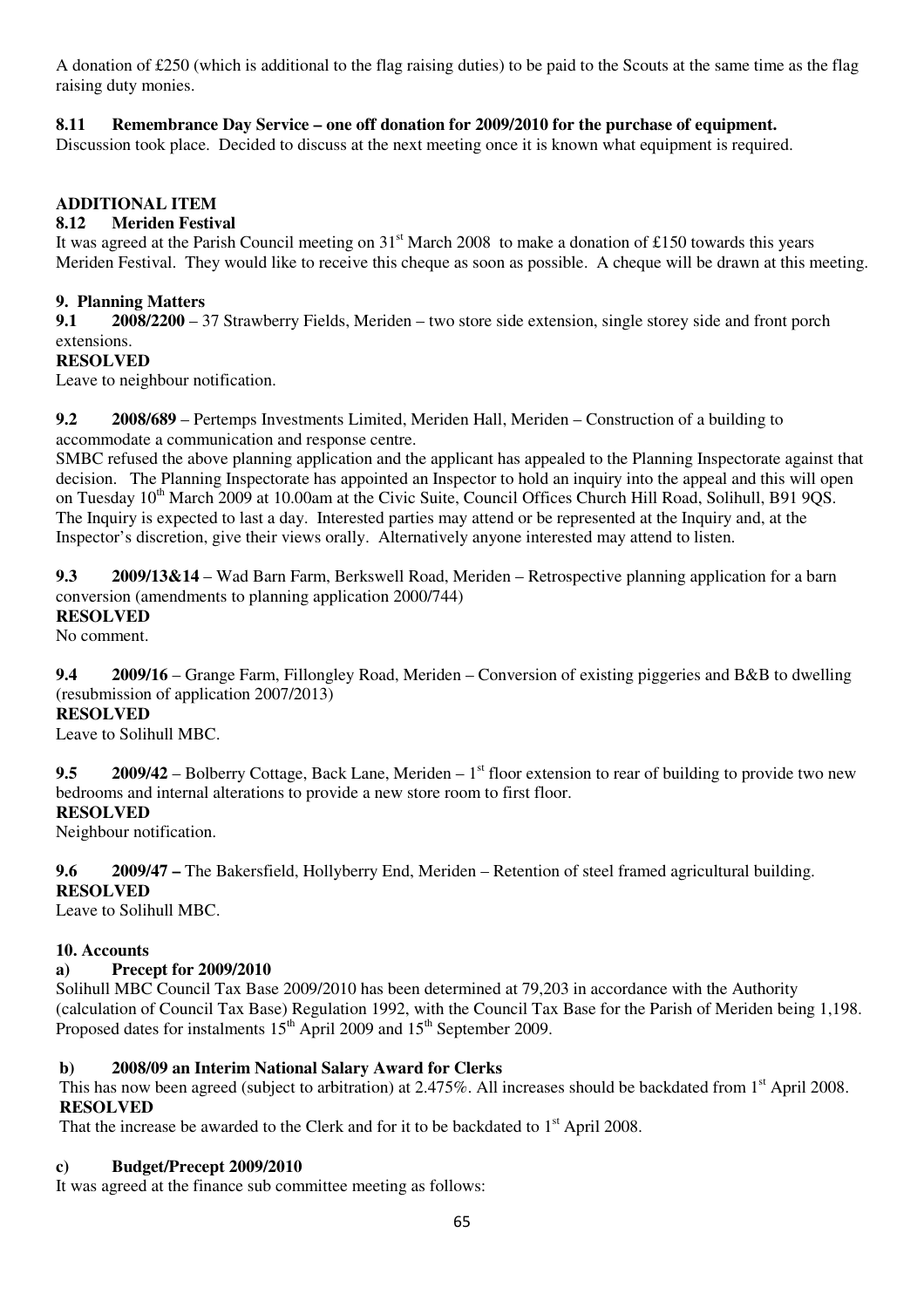A donation of £250 (which is additional to the flag raising duties) to be paid to the Scouts at the same time as the flag raising duty monies.

**8.11 Remembrance Day Service – one off donation for 2009/2010 for the purchase of equipment.**

Discussion took place. Decided to discuss at the next meeting once it is known what equipment is required.

**ADDITIONAL ITEM**

**8.12 Meriden Festival**

It was agreed at the Parish Council meeting on 31st March 2008 to make a donation of £150 towards this years Meriden Festival. They would like to receive this cheque as soon as possible. A cheque will be drawn at this meeting.

**9. Planning Matters**

**9.1 2008/2200** – 37 Strawberry Fields, Meriden – two store side extension, single storey side and front porch extensions.

**RESOLVED**

Leave to neighbour notification.

**9.2 2008/689** – Pertemps Investments Limited, Meriden Hall, Meriden – Construction of a building to accommodate a communication and response centre.

SMBC refused the above planning application and the applicant has appealed to the Planning Inspectorate against that decision. The Planning Inspectorate has appointed an Inspector to hold an inquiry into the appeal and this will open on Tuesday 10th March 2009 at 10.00am at the Civic Suite, Council Offices Church Hill Road, Solihull, B91 9QS. The Inquiry is expected to last a day. Interested parties may attend or be represented at the Inquiry and, at the Inspector's discretion, give their views orally. Alternatively anyone interested may attend to listen.

**9.3 2009/13&14** – Wad Barn Farm, Berkswell Road, Meriden – Retrospective planning application for a barn conversion (amendments to planning application 2000/744)

**RESOLVED**

No comment.

**9.4 2009/16** – Grange Farm, Fillongley Road, Meriden – Conversion of existing piggeries and B&B to dwelling (resubmission of application 2007/2013)

**RESOLVED**

Leave to Solihull MBC.

**9.5 2009/42** – Bolberry Cottage, Back Lane, Meriden – 1st floor extension to rear of building to provide two new bedrooms and internal alterations to provide a new store room to first floor.

**RESOLVED**

Neighbour notification.

**9.6 2009/47 –** The Bakersfield, Hollyberry End, Meriden – Retention of steel framed agricultural building.

**RESOLVED**

Leave to Solihull MBC.

**10. Accounts**

**a) Precept for 2009/2010**

Solihull MBC Council Tax Base 2009/2010 has been determined at 79,203 in accordance with the Authority (calculation of Council Tax Base) Regulation 1992, with the Council Tax Base for the Parish of Meriden being 1,198. Proposed dates for instalments 15th April 2009 and 15th September 2009.

**b) 2008/09 an Interim National Salary Award for Clerks**

This has now been agreed (subject to arbitration) at 2.475%. All increases should be backdated from 1st April 2008.

**RESOLVED**

That the increase be awarded to the Clerk and for it to be backdated to 1st April 2008.

**c) Budget/Precept 2009/2010**

It was agreed at the finance sub committee meeting as follows: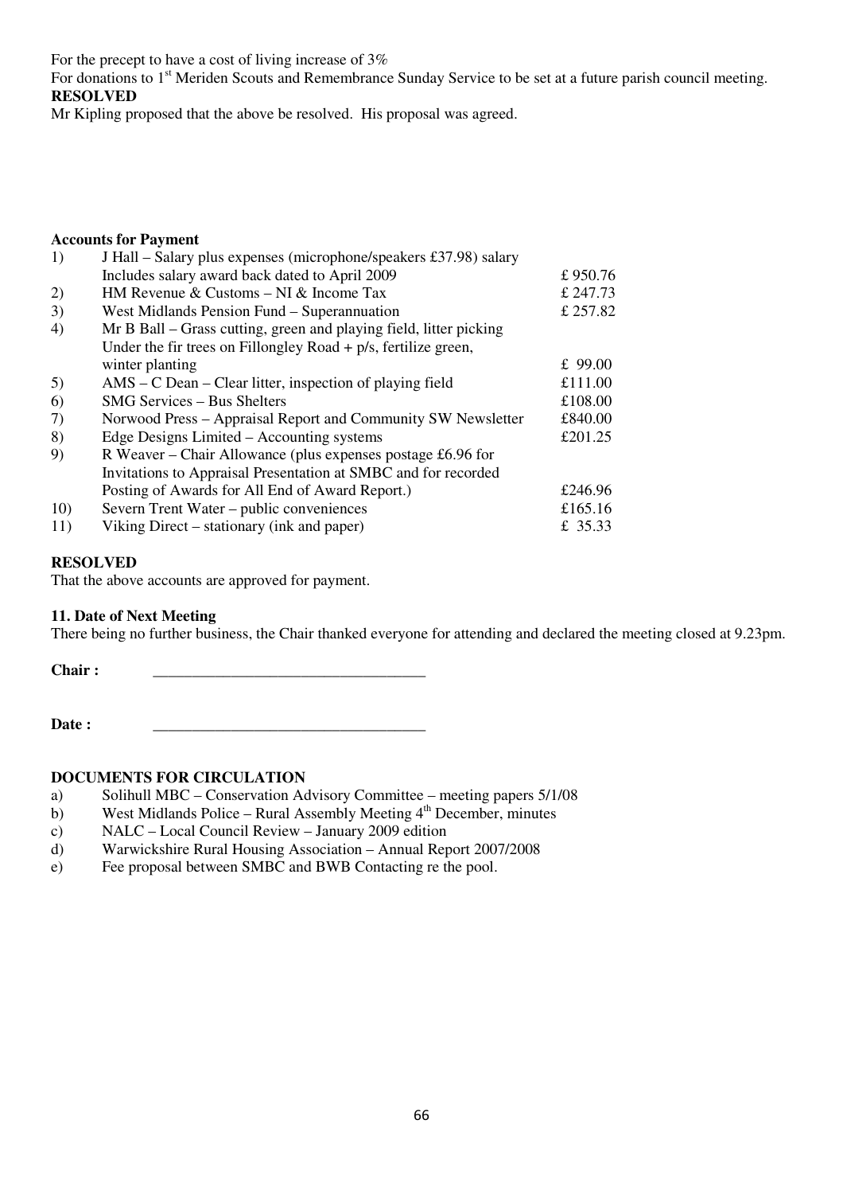For the precept to have a cost of living increase of 3%

For donations to 1st Meriden Scouts and Remembrance Sunday Service to be set at a future parish council meeting.

**RESOLVED**

Mr Kipling proposed that the above be resolved. His proposal was agreed.

**Accounts for Payment**

| | | |
|---|---|---|
| 1) | J Hall – Salary plus expenses (microphone/speakers £37.98) salary Includes salary award back dated to April 2009 | £ 950.76 |
| 2) | HM Revenue & Customs – NI & Income Tax | £ 247.73 |
| 3) | West Midlands Pension Fund – Superannuation | £ 257.82 |
| 4) | Mr B Ball – Grass cutting, green and playing field, litter picking Under the fir trees on Fillongley Road + p/s, fertilize green, winter planting | £ 99.00 |
| 5) | AMS – C Dean – Clear litter, inspection of playing field | £111.00 |
| 6) | SMG Services – Bus Shelters | £108.00 |
| 7) | Norwood Press – Appraisal Report and Community SW Newsletter | £840.00 |
| 8) | Edge Designs Limited – Accounting systems | £201.25 |
| 9) | R Weaver – Chair Allowance (plus expenses postage £6.96 for Invitations to Appraisal Presentation at SMBC and for recorded Posting of Awards for All End of Award Report.) | £246.96 |
| 10) | Severn Trent Water – public conveniences | £165.16 |
| 11) | Viking Direct – stationary (ink and paper) | £ 35.33 |

**RESOLVED**

That the above accounts are approved for payment.

**11. Date of Next Meeting**

There being no further business, the Chair thanked everyone for attending and declared the meeting closed at 9.23pm.

**Chair :** \_\_\_\_\_\_\_\_\_\_\_\_\_\_\_\_\_\_\_\_\_\_\_\_\_\_\_\_\_\_\_\_\_\_\_

**Date :** \_\_\_\_\_\_\_\_\_\_\_\_\_\_\_\_\_\_\_\_\_\_\_\_\_\_\_\_\_\_\_\_\_\_\_

**DOCUMENTS FOR CIRCULATION**

a) Solihull MBC – Conservation Advisory Committee – meeting papers 5/1/08
b) West Midlands Police – Rural Assembly Meeting 4th December, minutes
c) NALC – Local Council Review – January 2009 edition
d) Warwickshire Rural Housing Association – Annual Report 2007/2008
e) Fee proposal between SMBC and BWB Contacting re the pool.